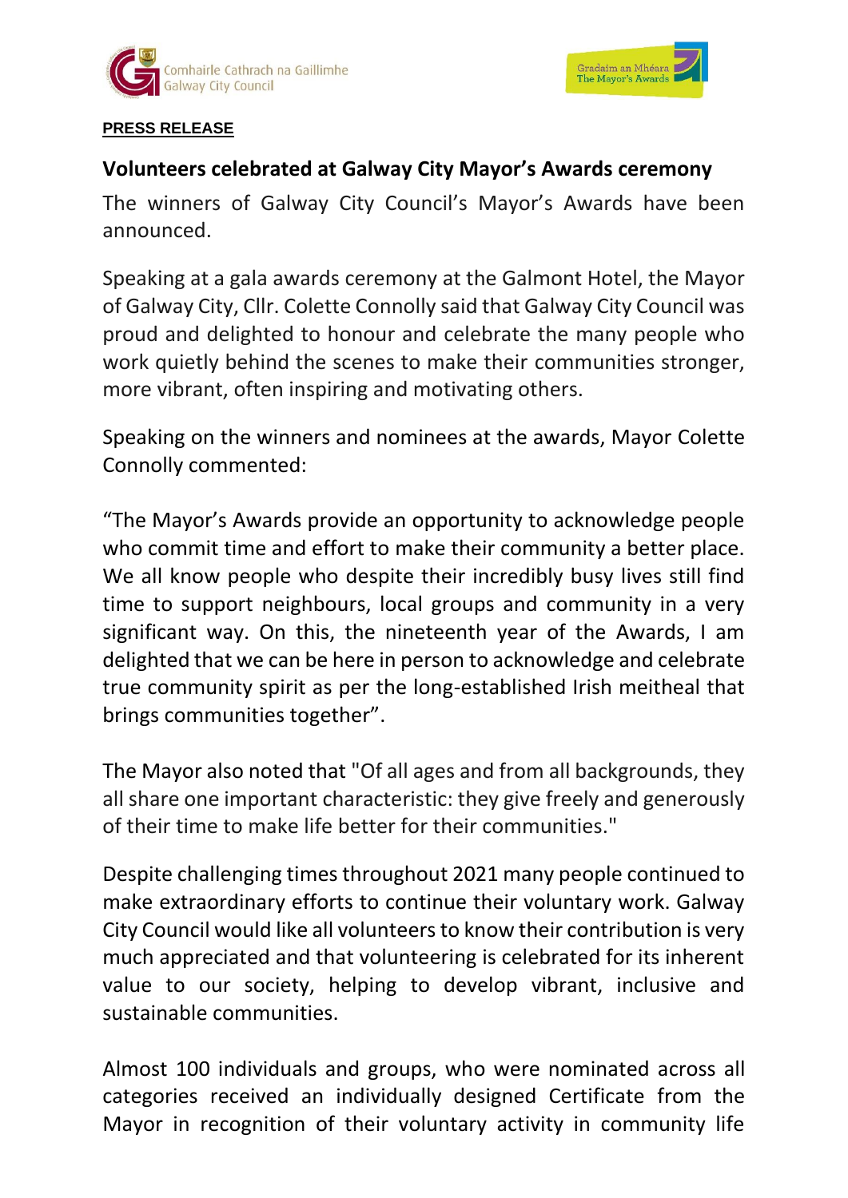Comhairle Cathrach na Gaillimhe
Galway City Council

Gradaim an Mhéara
The Mayor's Awards

**PRESS RELEASE**

## Volunteers celebrated at Galway City Mayor's Awards ceremony

The winners of Galway City Council's Mayor's Awards have been announced.

Speaking at a gala awards ceremony at the Galmont Hotel, the Mayor of Galway City, Cllr. Colette Connolly said that Galway City Council was proud and delighted to honour and celebrate the many people who work quietly behind the scenes to make their communities stronger, more vibrant, often inspiring and motivating others.

Speaking on the winners and nominees at the awards, Mayor Colette Connolly commented:

"The Mayor's Awards provide an opportunity to acknowledge people who commit time and effort to make their community a better place. We all know people who despite their incredibly busy lives still find time to support neighbours, local groups and community in a very significant way. On this, the nineteenth year of the Awards, I am delighted that we can be here in person to acknowledge and celebrate true community spirit as per the long-established Irish meitheal that brings communities together".

The Mayor also noted that "Of all ages and from all backgrounds, they all share one important characteristic: they give freely and generously of their time to make life better for their communities."

Despite challenging times throughout 2021 many people continued to make extraordinary efforts to continue their voluntary work. Galway City Council would like all volunteers to know their contribution is very much appreciated and that volunteering is celebrated for its inherent value to our society, helping to develop vibrant, inclusive and sustainable communities.

Almost 100 individuals and groups, who were nominated across all categories received an individually designed Certificate from the Mayor in recognition of their voluntary activity in community life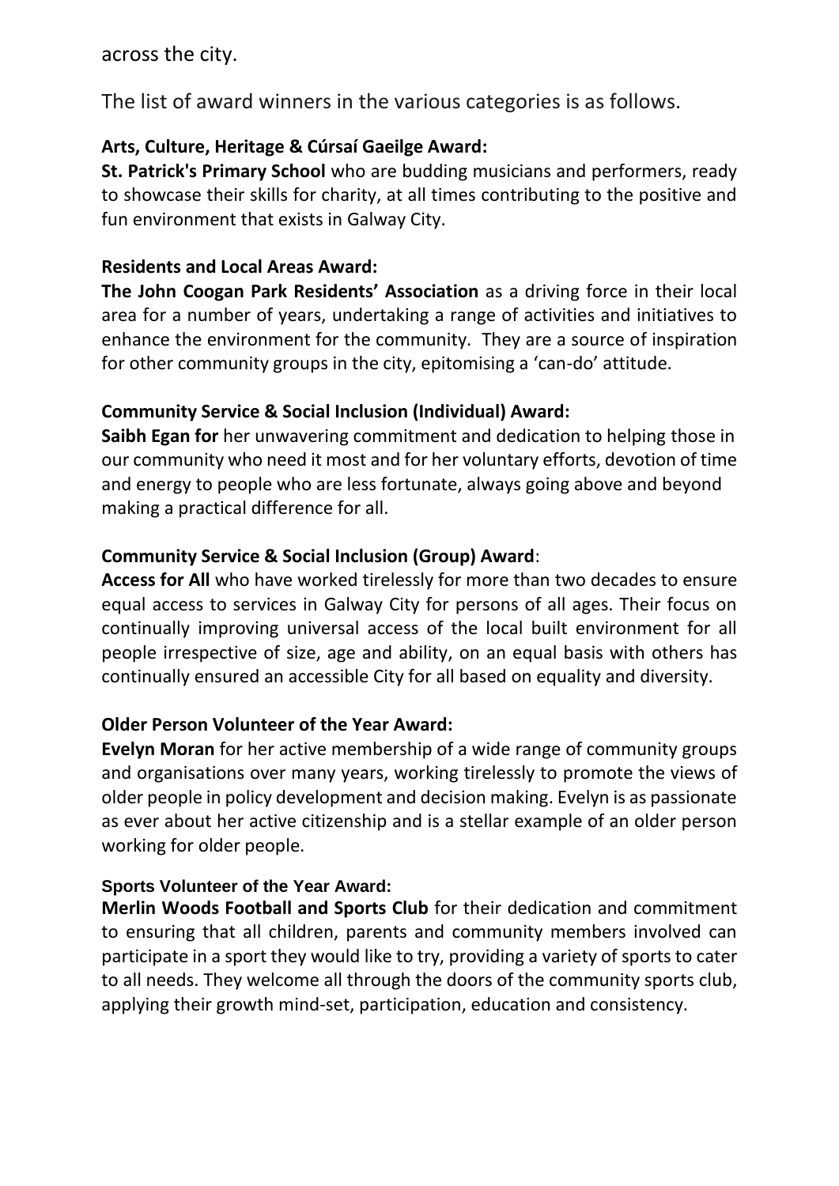across the city.

The list of award winners in the various categories is as follows.

**Arts, Culture, Heritage & Cúrsaí Gaeilge Award:**

**St. Patrick's Primary School** who are budding musicians and performers, ready to showcase their skills for charity, at all times contributing to the positive and fun environment that exists in Galway City.

**Residents and Local Areas Award:**

**The John Coogan Park Residents' Association** as a driving force in their local area for a number of years, undertaking a range of activities and initiatives to enhance the environment for the community. They are a source of inspiration for other community groups in the city, epitomising a 'can-do' attitude.

**Community Service & Social Inclusion (Individual) Award:**

**Saibh Egan for** her unwavering commitment and dedication to helping those in our community who need it most and for her voluntary efforts, devotion of time and energy to people who are less fortunate, always going above and beyond making a practical difference for all.

**Community Service & Social Inclusion (Group) Award**:

**Access for All** who have worked tirelessly for more than two decades to ensure equal access to services in Galway City for persons of all ages. Their focus on continually improving universal access of the local built environment for all people irrespective of size, age and ability, on an equal basis with others has continually ensured an accessible City for all based on equality and diversity.

**Older Person Volunteer of the Year Award:**

**Evelyn Moran** for her active membership of a wide range of community groups and organisations over many years, working tirelessly to promote the views of older people in policy development and decision making. Evelyn is as passionate as ever about her active citizenship and is a stellar example of an older person working for older people.

**Sports Volunteer of the Year Award:**

**Merlin Woods Football and Sports Club** for their dedication and commitment to ensuring that all children, parents and community members involved can participate in a sport they would like to try, providing a variety of sports to cater to all needs. They welcome all through the doors of the community sports club, applying their growth mind-set, participation, education and consistency.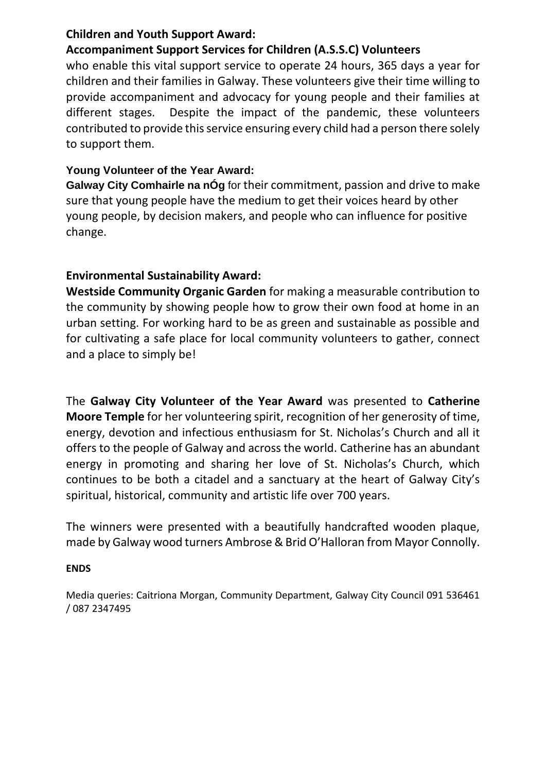**Children and Youth Support Award:**
**Accompaniment Support Services for Children (A.S.S.C) Volunteers** who enable this vital support service to operate 24 hours, 365 days a year for children and their families in Galway. These volunteers give their time willing to provide accompaniment and advocacy for young people and their families at different stages. Despite the impact of the pandemic, these volunteers contributed to provide this service ensuring every child had a person there solely to support them.

**Young Volunteer of the Year Award:**
**Galway City Comhairle na nÓg** for their commitment, passion and drive to make sure that young people have the medium to get their voices heard by other young people, by decision makers, and people who can influence for positive change.

**Environmental Sustainability Award:**
**Westside Community Organic Garden** for making a measurable contribution to the community by showing people how to grow their own food at home in an urban setting. For working hard to be as green and sustainable as possible and for cultivating a safe place for local community volunteers to gather, connect and a place to simply be!

The **Galway City Volunteer of the Year Award** was presented to **Catherine Moore Temple** for her volunteering spirit, recognition of her generosity of time, energy, devotion and infectious enthusiasm for St. Nicholas's Church and all it offers to the people of Galway and across the world. Catherine has an abundant energy in promoting and sharing her love of St. Nicholas's Church, which continues to be both a citadel and a sanctuary at the heart of Galway City's spiritual, historical, community and artistic life over 700 years.

The winners were presented with a beautifully handcrafted wooden plaque, made by Galway wood turners Ambrose & Brid O'Halloran from Mayor Connolly.

**ENDS**

Media queries: Caitriona Morgan, Community Department, Galway City Council 091 536461 / 087 2347495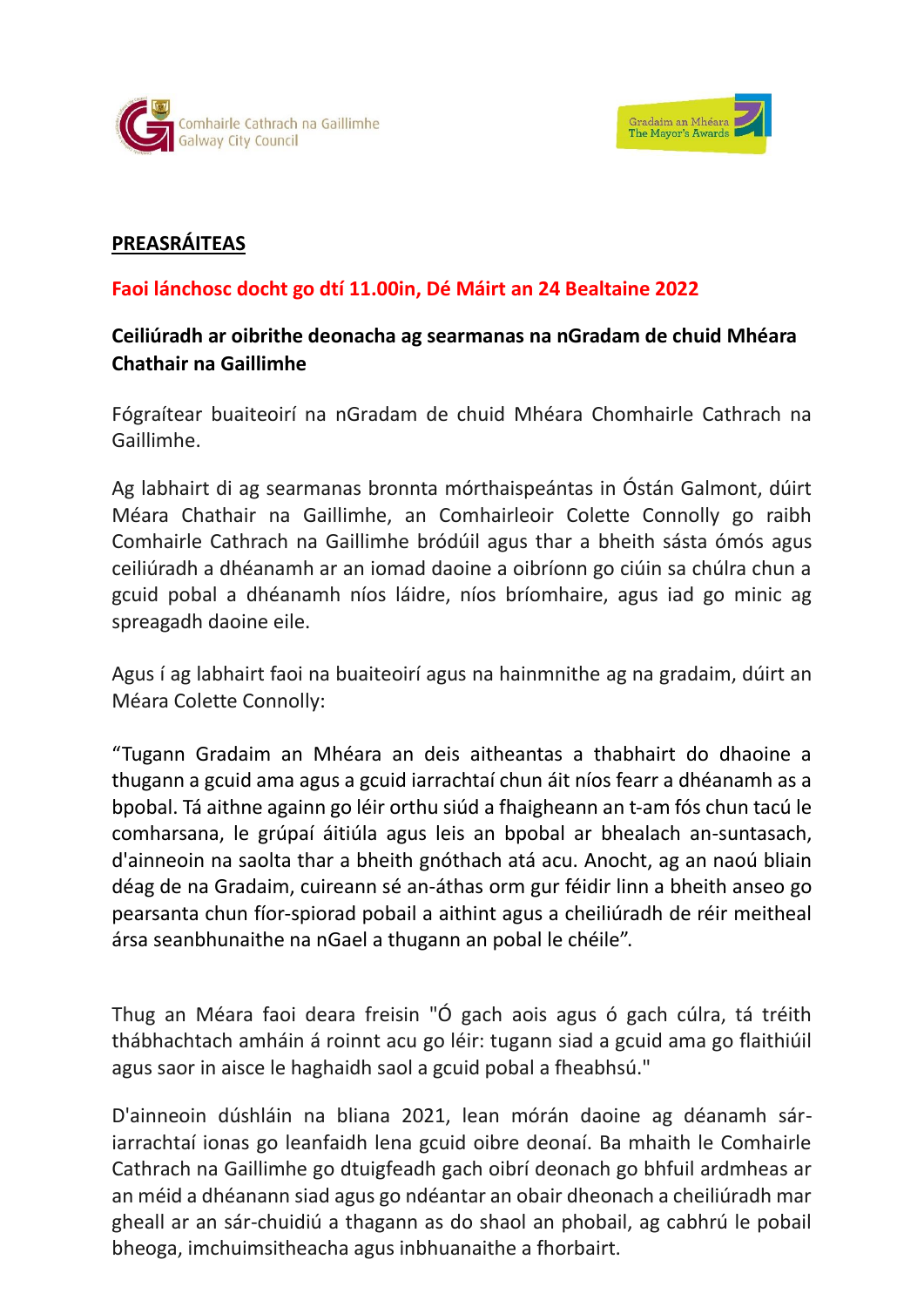Comhairle Cathrach na Gaillimhe
Galway City Council

Gradaim an Mhéara
The Mayor's Awards

**PREASRÁITEAS**

**Faoi lánchosc docht go dtí 11.00in, Dé Máirt an 24 Bealtaine 2022**

**Ceiliúradh ar oibrithe deonacha ag searmanas na nGradam de chuid Mhéara Chathair na Gaillimhe**

Fógraítear buaiteoirí na nGradam de chuid Mhéara Chomhairle Cathrach na Gaillimhe.

Ag labhairt di ag searmanas bronnta mórthaispeántas in Óstán Galmont, dúirt Méara Chathair na Gaillimhe, an Comhairleoir Colette Connolly go raibh Comhairle Cathrach na Gaillimhe bródúil agus thar a bheith sásta ómós agus ceiliúradh a dhéanamh ar an iomad daoine a oibríonn go ciúin sa chúlra chun a gcuid pobal a dhéanamh níos láidre, níos bríomhaire, agus iad go minic ag spreagadh daoine eile.

Agus í ag labhairt faoi na buaiteoirí agus na hainmnithe ag na gradaim, dúirt an Méara Colette Connolly:

"Tugann Gradaim an Mhéara an deis aitheantas a thabhairt do dhaoine a thugann a gcuid ama agus a gcuid iarrachtaí chun áit níos fearr a dhéanamh as a bpobal. Tá aithne againn go léir orthu siúd a fhaigheann an t-am fós chun tacú le comharsana, le grúpaí áitiúla agus leis an bpobal ar bhealach an-suntasach, d'ainneoin na saolta thar a bheith gnóthach atá acu. Anocht, ag an naoú bliain déag de na Gradaim, cuireann sé an-áthas orm gur féidir linn a bheith anseo go pearsanta chun fíor-spiorad pobail a aithint agus a cheiliúradh de réir meitheal ársa seanbhunaithe na nGael a thugann an pobal le chéile".

Thug an Méara faoi deara freisin "Ó gach aois agus ó gach cúlra, tá tréith thábhachtach amháin á roinnt acu go léir: tugann siad a gcuid ama go flaithiúil agus saor in aisce le haghaidh saol a gcuid pobal a fheabhsú."

D'ainneoin dúshláin na bliana 2021, lean mórán daoine ag déanamh sár-iarrachtaí ionas go leanfaidh lena gcuid oibre deonaí. Ba mhaith le Comhairle Cathrach na Gaillimhe go dtuigfeadh gach oibrí deonach go bhfuil ardmheas ar an méid a dhéanann siad agus go ndéantar an obair dheonach a cheiliúradh mar gheall ar an sár-chuidiú a thagann as do shaol an phobail, ag cabhrú le pobail bheoga, imchuimsitheacha agus inbhuanaithe a fhorbairt.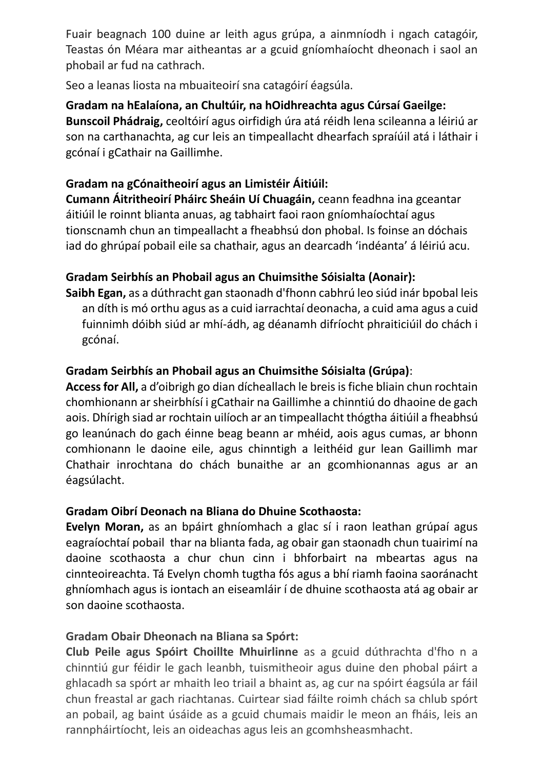Fuair beagnach 100 duine ar leith agus grúpa, a ainmníodh i ngach catagóir, Teastas ón Méara mar aitheantas ar a gcuid gníomhaíocht dheonach i saol an phobail ar fud na cathrach.

Seo a leanas liosta na mbuaiteoirí sna catagóirí éagsúla.

**Gradam na hEalaíona, an Chultúir, na hOidhreachta agus Cúrsaí Gaeilge:**
**Bunscoil Phádraig,** ceoltóirí agus oirfidigh úra atá réidh lena scileanna a léiriú ar son na carthanachta, ag cur leis an timpeallacht dhearfach spraíúil atá i láthair i gcónaí i gCathair na Gaillimhe.

**Gradam na gCónaitheoirí agus an Limistéir Áitiúil:**
**Cumann Áitritheoirí Pháirc Sheáin Uí Chuagáin,** ceann feadhna ina gceantar áitiúil le roinnt blianta anuas, ag tabhairt faoi raon gníomhaíochtaí agus tionscnamh chun an timpeallacht a fheabhsú don phobal. Is foinse an dóchais iad do ghrúpaí pobail eile sa chathair, agus an dearcadh 'indéanta' á léiriú acu.

**Gradam Seirbhís an Phobail agus an Chuimsithe Sóisialta (Aonair):**
**Saibh Egan,** as a dúthracht gan staonadh d'fhonn cabhrú leo siúd inár bpobal leis an díth is mó orthu agus as a cuid iarrachtaí deonacha, a cuid ama agus a cuid fuinnimh dóibh siúd ar mhí-ádh, ag déanamh difríocht phraiticiúil do chách i gcónaí.

**Gradam Seirbhís an Phobail agus an Chuimsithe Sóisialta (Grúpa)**:
**Access for All,** a d'oibrigh go dian dícheallach le breis is fiche bliain chun rochtain chomhionann ar sheirbhísí i gCathair na Gaillimhe a chinntiú do dhaoine de gach aois. Dhírigh siad ar rochtain uilíoch ar an timpeallacht thógtha áitiúil a fheabhsú go leanúnach do gach éinne beag beann ar mhéid, aois agus cumas, ar bhonn comhionann le daoine eile, agus chinntigh a leithéid gur lean Gaillimh mar Chathair inrochtana do chách bunaithe ar an gcomhionannas agus ar an éagsúlacht.

**Gradam Oibrí Deonach na Bliana do Dhuine Scothaosta:**
**Evelyn Moran,** as an bpáirt ghníomhach a glac sí i raon leathan grúpaí agus eagraíochtaí pobail thar na blianta fada, ag obair gan staonadh chun tuairimí na daoine scothaosta a chur chun cinn i bhforbairt na mbeartas agus na cinnteoireachta. Tá Evelyn chomh tugtha fós agus a bhí riamh faoina saoránacht ghníomhach agus is iontach an eiseamláir í de dhuine scothaosta atá ag obair ar son daoine scothaosta.

**Gradam Obair Dheonach na Bliana sa Spórt:**
**Club Peile agus Spóirt Choillte Mhuirlinne** as a gcuid dúthrachta d'fho n a chinntiú gur féidir le gach leanbh, tuismitheoir agus duine den phobal páirt a ghlacadh sa spórt ar mhaith leo triail a bhaint as, ag cur na spóirt éagsúla ar fáil chun freastal ar gach riachtanas. Cuirtear siad fáilte roimh chách sa chlub spórt an pobail, ag baint úsáide as a gcuid chumais maidir le meon an fháis, leis an rannpháirtíocht, leis an oideachas agus leis an gcomhsheasmhacht.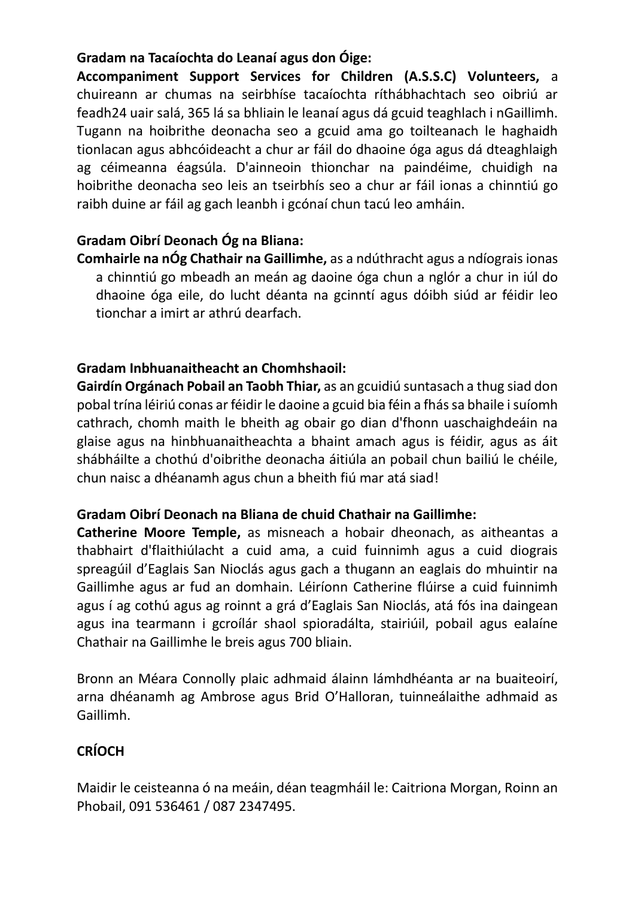**Gradam na Tacaíochta do Leanaí agus don Óige:**
**Accompaniment Support Services for Children (A.S.S.C) Volunteers,** a chuireann ar chumas na seirbhíse tacaíochta ríthábhachtach seo oibriú ar feadh24 uair salá, 365 lá sa bhliain le leanaí agus dá gcuid teaghlach i nGaillimh. Tugann na hoibrithe deonacha seo a gcuid ama go toilteanach le haghaidh tionlacan agus abhcóideacht a chur ar fáil do dhaoine óga agus dá dteaghlaigh ag céimeanna éagsúla. D'ainneoin thionchar na paindéime, chuidigh na hoibrithe deonacha seo leis an tseirbhís seo a chur ar fáil ionas a chinntiú go raibh duine ar fáil ag gach leanbh i gcónaí chun tacú leo amháin.

**Gradam Oibrí Deonach Óg na Bliana:**
**Comhairle na nÓg Chathair na Gaillimhe,** as a ndúthracht agus a ndíograis ionas a chinntiú go mbeadh an meán ag daoine óga chun a nglór a chur in iúl do dhaoine óga eile, do lucht déanta na gcinntí agus dóibh siúd ar féidir leo tionchar a imirt ar athrú dearfach.

**Gradam Inbhuanaitheacht an Chomhshaoil:**
**Gairdín Orgánach Pobail an Taobh Thiar,** as an gcuidiú suntasach a thug siad don pobal trína léiriú conas ar féidir le daoine a gcuid bia féin a fhás sa bhaile i suíomh cathrach, chomh maith le bheith ag obair go dian d'fhonn uaschaighdeáin na glaise agus na hinbhuanaitheachta a bhaint amach agus is féidir, agus as áit shábháilte a chothú d'oibrithe deonacha áitiúla an pobail chun bailiú le chéile, chun naisc a dhéanamh agus chun a bheith fiú mar atá siad!

**Gradam Oibrí Deonach na Bliana de chuid Chathair na Gaillimhe:**
**Catherine Moore Temple,** as misneach a hobair dheonach, as aitheantas a thabhairt d'flaithiúlacht a cuid ama, a cuid fuinnimh agus a cuid diograis spreagúil d'Eaglais San Nioclás agus gach a thugann an eaglais do mhuintir na Gaillimhe agus ar fud an domhain. Léiríonn Catherine flúirse a cuid fuinnimh agus í ag cothú agus ag roinnt a grá d'Eaglais San Nioclás, atá fós ina daingean agus ina tearmann i gcroílár shaol spioradálta, stairiúil, pobail agus ealaíne Chathair na Gaillimhe le breis agus 700 bliain.

Bronn an Méara Connolly plaic adhmaid álainn lámhdhéanta ar na buaiteoirí, arna dhéanamh ag Ambrose agus Brid O'Halloran, tuinneálaithe adhmaid as Gaillimh.

**CRÍOCH**

Maidir le ceisteanna ó na meáin, déan teagmháil le: Caitriona Morgan, Roinn an Phobail, 091 536461 / 087 2347495.